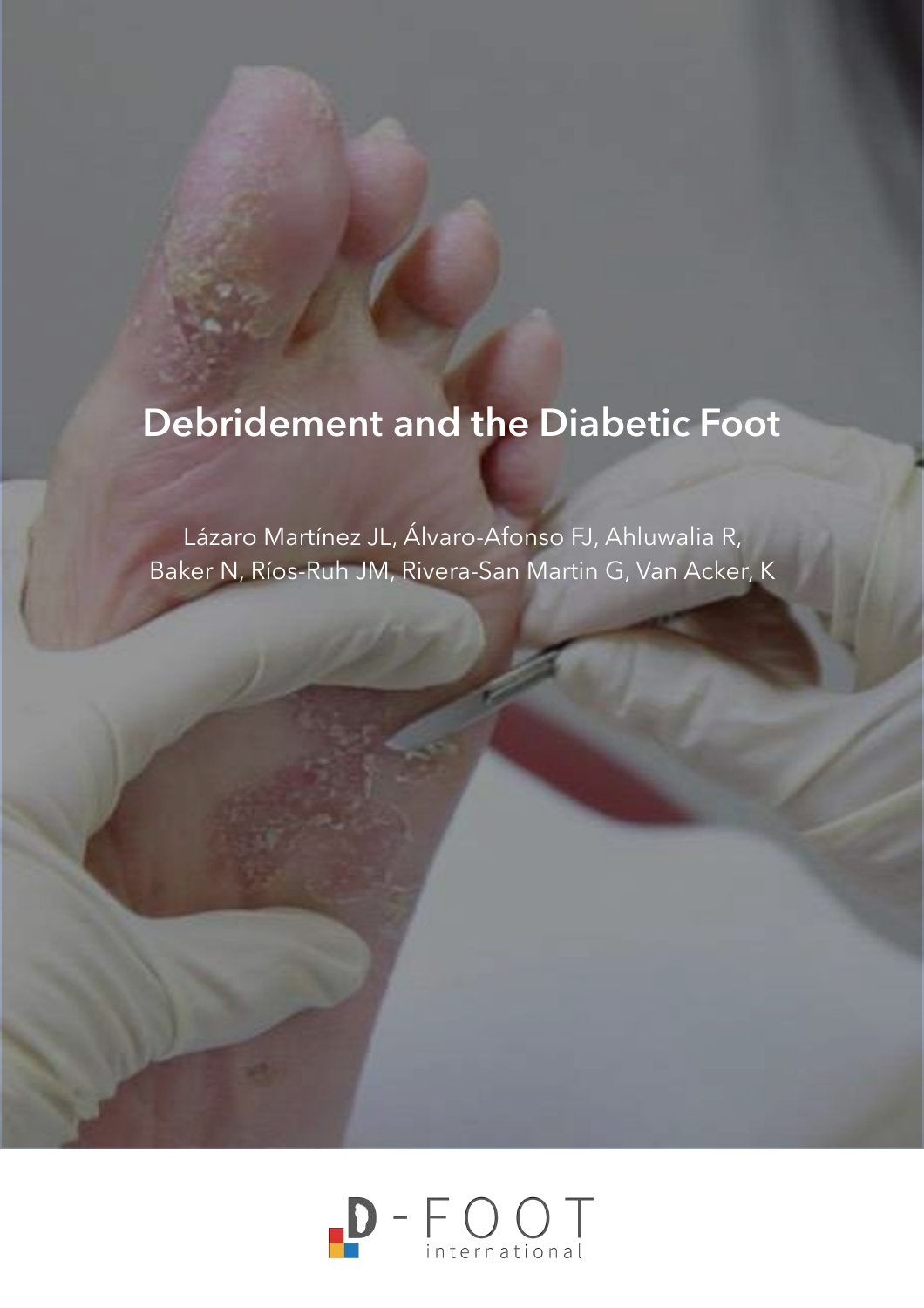# Debridement and the Diabetic Foot

Lázaro Martínez JL, Álvaro-Afonso FJ, Ahluwalia R, Baker N, Ríos-Ruh JM, Rivera-San Martin G, Van Acker, K

D - FOOT international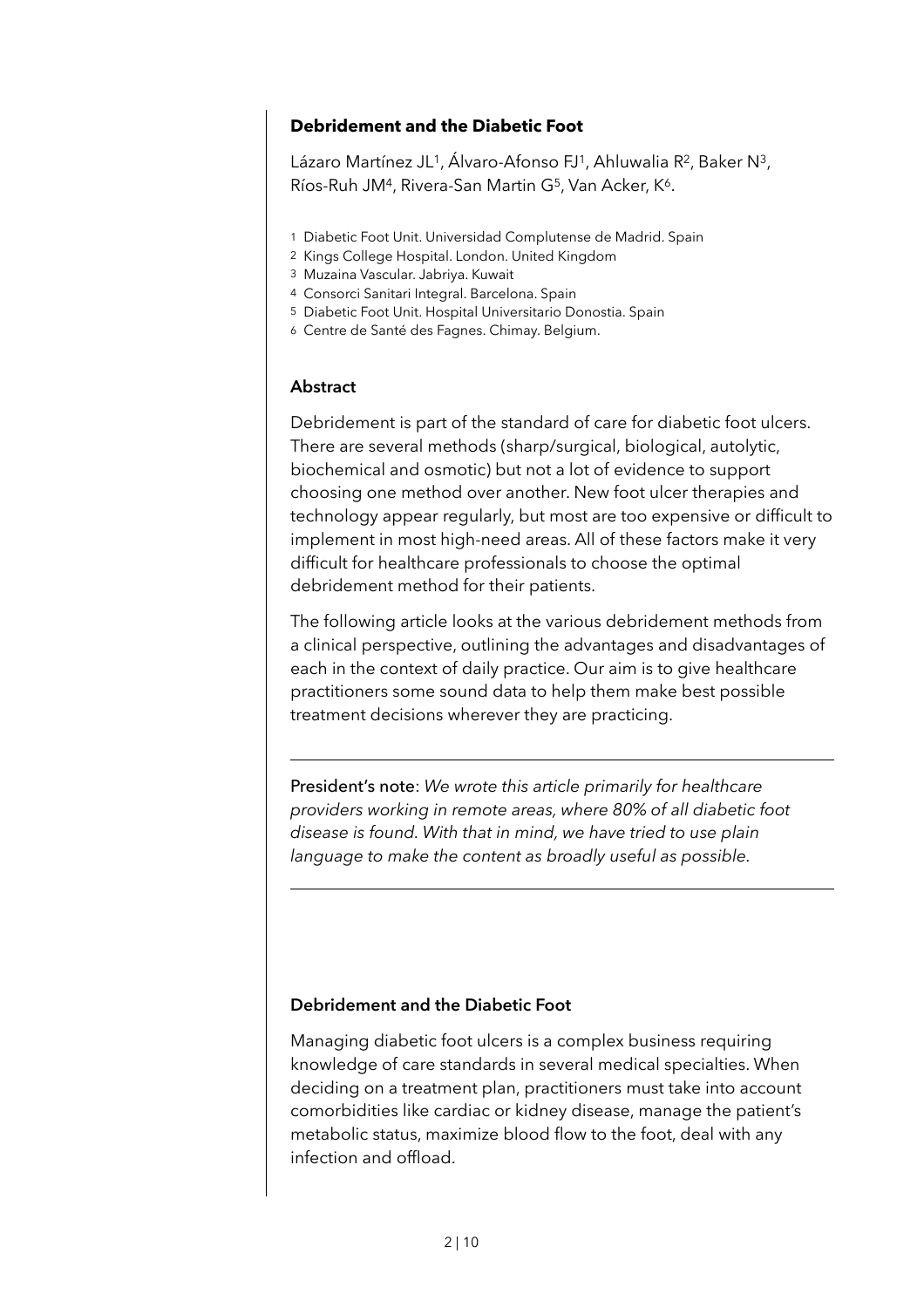# Debridement and the Diabetic Foot

Lázaro Martínez JL[1], Álvaro-Afonso FJ[1], Ahluwalia R[2], Baker N[3], Ríos-Ruh JM[4], Rivera-San Martin G[5], Van Acker, K[6].

1 Diabetic Foot Unit. Universidad Complutense de Madrid. Spain
2 Kings College Hospital. London. United Kingdom
3 Muzaina Vascular. Jabriya. Kuwait
4 Consorci Sanitari Integral. Barcelona. Spain
5 Diabetic Foot Unit. Hospital Universitario Donostia. Spain
6 Centre de Santé des Fagnes. Chimay. Belgium.

## Abstract

Debridement is part of the standard of care for diabetic foot ulcers. There are several methods (sharp/surgical, biological, autolytic, biochemical and osmotic) but not a lot of evidence to support choosing one method over another. New foot ulcer therapies and technology appear regularly, but most are too expensive or difficult to implement in most high-need areas. All of these factors make it very difficult for healthcare professionals to choose the optimal debridement method for their patients.

The following article looks at the various debridement methods from a clinical perspective, outlining the advantages and disadvantages of each in the context of daily practice. Our aim is to give healthcare practitioners some sound data to help them make best possible treatment decisions wherever they are practicing.

---

President's note: *We wrote this article primarily for healthcare providers working in remote areas, where 80% of all diabetic foot disease is found. With that in mind, we have tried to use plain language to make the content as broadly useful as possible.*

---

## Debridement and the Diabetic Foot

Managing diabetic foot ulcers is a complex business requiring knowledge of care standards in several medical specialties. When deciding on a treatment plan, practitioners must take into account comorbidities like cardiac or kidney disease, manage the patient's metabolic status, maximize blood flow to the foot, deal with any infection and offload.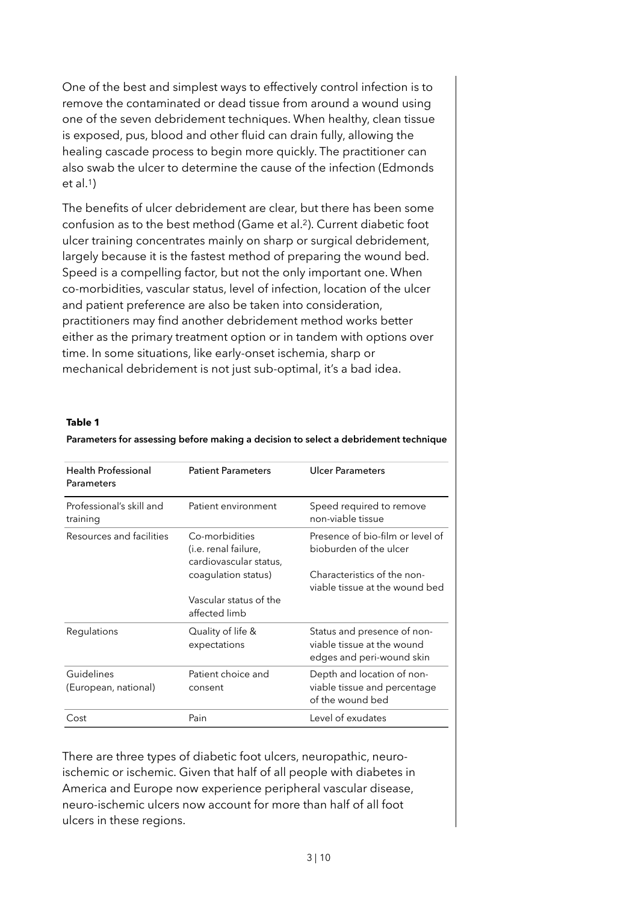One of the best and simplest ways to effectively control infection is to remove the contaminated or dead tissue from around a wound using one of the seven debridement techniques. When healthy, clean tissue is exposed, pus, blood and other fluid can drain fully, allowing the healing cascade process to begin more quickly. The practitioner can also swab the ulcer to determine the cause of the infection (Edmonds et al.[1])

The benefits of ulcer debridement are clear, but there has been some confusion as to the best method (Game et al.[2]). Current diabetic foot ulcer training concentrates mainly on sharp or surgical debridement, largely because it is the fastest method of preparing the wound bed. Speed is a compelling factor, but not the only important one. When co-morbidities, vascular status, level of infection, location of the ulcer and patient preference are also be taken into consideration, practitioners may find another debridement method works better either as the primary treatment option or in tandem with options over time. In some situations, like early-onset ischemia, sharp or mechanical debridement is not just sub-optimal, it's a bad idea.

**Table 1**

**Parameters for assessing before making a decision to select a debridement technique**

| Health Professional Parameters | Patient Parameters | Ulcer Parameters |
|---|---|---|
| Professional's skill and training | Patient environment | Speed required to remove non-viable tissue |
| Resources and facilities | Co-morbidities (i.e. renal failure, cardiovascular status, coagulation status)<br><br>Vascular status of the affected limb | Presence of bio-film or level of bioburden of the ulcer<br><br>Characteristics of the non-viable tissue at the wound bed |
| Regulations | Quality of life & expectations | Status and presence of non-viable tissue at the wound edges and peri-wound skin |
| Guidelines (European, national) | Patient choice and consent | Depth and location of non-viable tissue and percentage of the wound bed |
| Cost | Pain | Level of exudates |

There are three types of diabetic foot ulcers, neuropathic, neuro-ischemic or ischemic. Given that half of all people with diabetes in America and Europe now experience peripheral vascular disease, neuro-ischemic ulcers now account for more than half of all foot ulcers in these regions.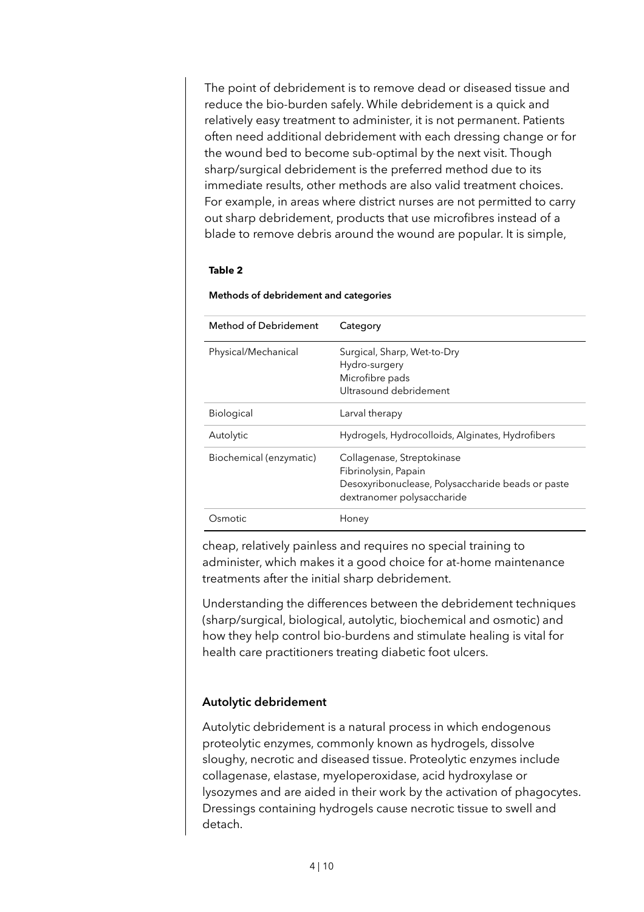The point of debridement is to remove dead or diseased tissue and reduce the bio-burden safely. While debridement is a quick and relatively easy treatment to administer, it is not permanent. Patients often need additional debridement with each dressing change or for the wound bed to become sub-optimal by the next visit. Though sharp/surgical debridement is the preferred method due to its immediate results, other methods are also valid treatment choices. For example, in areas where district nurses are not permitted to carry out sharp debridement, products that use microfibres instead of a blade to remove debris around the wound are popular. It is simple, cheap, relatively painless and requires no special training to administer, which makes it a good choice for at-home maintenance treatments after the initial sharp debridement.

**Table 2**

**Methods of debridement and categories**

| Method of Debridement | Category |
| --- | --- |
| Physical/Mechanical | Surgical, Sharp, Wet-to-Dry<br>Hydro-surgery<br>Microfibre pads<br>Ultrasound debridement |
| Biological | Larval therapy |
| Autolytic | Hydrogels, Hydrocolloids, Alginates, Hydrofibers |
| Biochemical (enzymatic) | Collagenase, Streptokinase<br>Fibrinolysin, Papain<br>Desoxyribonuclease, Polysaccharide beads or paste<br>dextranomer polysaccharide |
| Osmotic | Honey |

Understanding the differences between the debridement techniques (sharp/surgical, biological, autolytic, biochemical and osmotic) and how they help control bio-burdens and stimulate healing is vital for health care practitioners treating diabetic foot ulcers.

### Autolytic debridement

Autolytic debridement is a natural process in which endogenous proteolytic enzymes, commonly known as hydrogels, dissolve sloughy, necrotic and diseased tissue. Proteolytic enzymes include collagenase, elastase, myeloperoxidase, acid hydroxylase or lysozymes and are aided in their work by the activation of phagocytes. Dressings containing hydrogels cause necrotic tissue to swell and detach.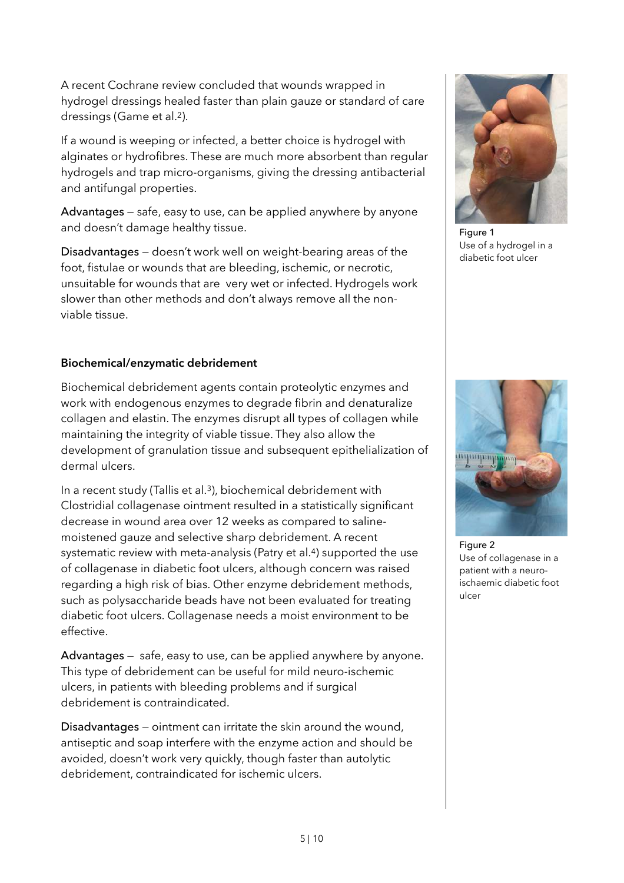A recent Cochrane review concluded that wounds wrapped in hydrogel dressings healed faster than plain gauze or standard of care dressings (Game et al.[2]).

If a wound is weeping or infected, a better choice is hydrogel with alginates or hydrofibres. These are much more absorbent than regular hydrogels and trap micro-organisms, giving the dressing antibacterial and antifungal properties.

Advantages — safe, easy to use, can be applied anywhere by anyone and doesn't damage healthy tissue.

Disadvantages — doesn't work well on weight-bearing areas of the foot, fistulae or wounds that are bleeding, ischemic, or necrotic, unsuitable for wounds that are very wet or infected. Hydrogels work slower than other methods and don't always remove all the non-viable tissue.

Figure 1
Use of a hydrogel in a diabetic foot ulcer

### Biochemical/enzymatic debridement

Biochemical debridement agents contain proteolytic enzymes and work with endogenous enzymes to degrade fibrin and denaturalize collagen and elastin. The enzymes disrupt all types of collagen while maintaining the integrity of viable tissue. They also allow the development of granulation tissue and subsequent epithelialization of dermal ulcers.

In a recent study (Tallis et al.[3]), biochemical debridement with Clostridial collagenase ointment resulted in a statistically significant decrease in wound area over 12 weeks as compared to saline-moistened gauze and selective sharp debridement. A recent systematic review with meta-analysis (Patry et al.[4]) supported the use of collagenase in diabetic foot ulcers, although concern was raised regarding a high risk of bias. Other enzyme debridement methods, such as polysaccharide beads have not been evaluated for treating diabetic foot ulcers. Collagenase needs a moist environment to be effective.

Advantages — safe, easy to use, can be applied anywhere by anyone. This type of debridement can be useful for mild neuro-ischemic ulcers, in patients with bleeding problems and if surgical debridement is contraindicated.

Disadvantages — ointment can irritate the skin around the wound, antiseptic and soap interfere with the enzyme action and should be avoided, doesn't work very quickly, though faster than autolytic debridement, contraindicated for ischemic ulcers.

Figure 2
Use of collagenase in a patient with a neuro-ischaemic diabetic foot ulcer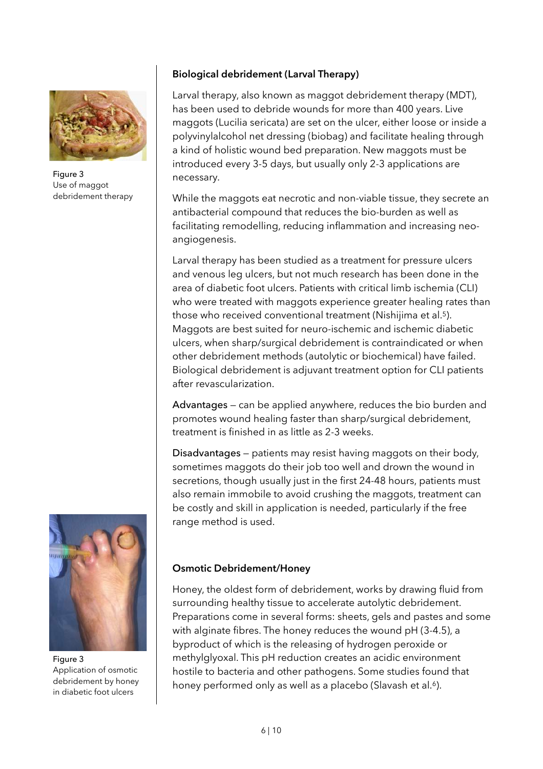Figure 3
Use of maggot debridement therapy

### Biological debridement (Larval Therapy)

Larval therapy, also known as maggot debridement therapy (MDT), has been used to debride wounds for more than 400 years. Live maggots (Lucilia sericata) are set on the ulcer, either loose or inside a polyvinylalcohol net dressing (biobag) and facilitate healing through a kind of holistic wound bed preparation. New maggots must be introduced every 3-5 days, but usually only 2-3 applications are necessary.

While the maggots eat necrotic and non-viable tissue, they secrete an antibacterial compound that reduces the bio-burden as well as facilitating remodelling, reducing inflammation and increasing neo-angiogenesis.

Larval therapy has been studied as a treatment for pressure ulcers and venous leg ulcers, but not much research has been done in the area of diabetic foot ulcers. Patients with critical limb ischemia (CLI) who were treated with maggots experience greater healing rates than those who received conventional treatment (Nishijima et al.[5]). Maggots are best suited for neuro-ischemic and ischemic diabetic ulcers, when sharp/surgical debridement is contraindicated or when other debridement methods (autolytic or biochemical) have failed. Biological debridement is adjuvant treatment option for CLI patients after revascularization.

Advantages — can be applied anywhere, reduces the bio burden and promotes wound healing faster than sharp/surgical debridement, treatment is finished in as little as 2-3 weeks.

Disadvantages — patients may resist having maggots on their body, sometimes maggots do their job too well and drown the wound in secretions, though usually just in the first 24-48 hours, patients must also remain immobile to avoid crushing the maggots, treatment can be costly and skill in application is needed, particularly if the free range method is used.

Figure 3
Application of osmotic debridement by honey in diabetic foot ulcers

### Osmotic Debridement/Honey

Honey, the oldest form of debridement, works by drawing fluid from surrounding healthy tissue to accelerate autolytic debridement. Preparations come in several forms: sheets, gels and pastes and some with alginate fibres. The honey reduces the wound pH (3-4.5), a byproduct of which is the releasing of hydrogen peroxide or methylglyoxal. This pH reduction creates an acidic environment hostile to bacteria and other pathogens. Some studies found that honey performed only as well as a placebo (Slavash et al.[6]).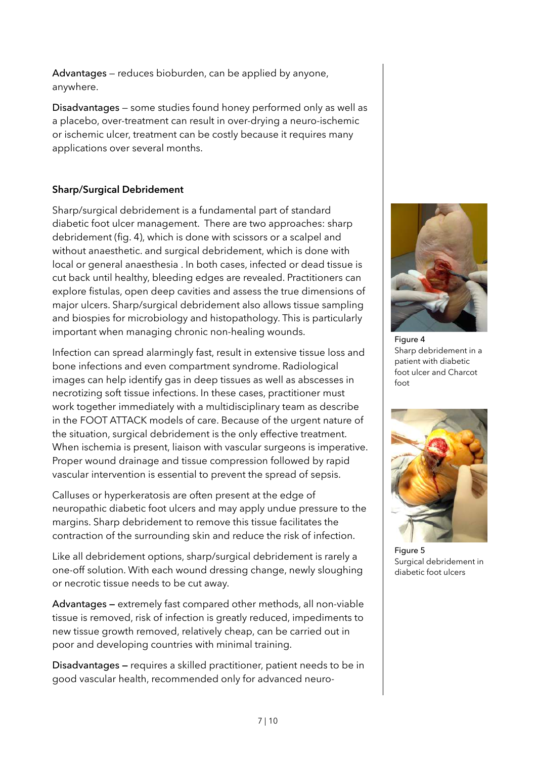Advantages – reduces bioburden, can be applied by anyone, anywhere.

Disadvantages – some studies found honey performed only as well as a placebo, over-treatment can result in over-drying a neuro-ischemic or ischemic ulcer, treatment can be costly because it requires many applications over several months.

### Sharp/Surgical Debridement

Sharp/surgical debridement is a fundamental part of standard diabetic foot ulcer management. There are two approaches: sharp debridement (fig. 4), which is done with scissors or a scalpel and without anaesthetic. and surgical debridement, which is done with local or general anaesthesia . In both cases, infected or dead tissue is cut back until healthy, bleeding edges are revealed. Practitioners can explore fistulas, open deep cavities and assess the true dimensions of major ulcers. Sharp/surgical debridement also allows tissue sampling and biospies for microbiology and histopathology. This is particularly important when managing chronic non-healing wounds.

Infection can spread alarmingly fast, result in extensive tissue loss and bone infections and even compartment syndrome. Radiological images can help identify gas in deep tissues as well as abscesses in necrotizing soft tissue infections. In these cases, practitioner must work together immediately with a multidisciplinary team as describe in the FOOT ATTACK models of care. Because of the urgent nature of the situation, surgical debridement is the only effective treatment. When ischemia is present, liaison with vascular surgeons is imperative. Proper wound drainage and tissue compression followed by rapid vascular intervention is essential to prevent the spread of sepsis.

Calluses or hyperkeratosis are often present at the edge of neuropathic diabetic foot ulcers and may apply undue pressure to the margins. Sharp debridement to remove this tissue facilitates the contraction of the surrounding skin and reduce the risk of infection.

Like all debridement options, sharp/surgical debridement is rarely a one-off solution. With each wound dressing change, newly sloughing or necrotic tissue needs to be cut away.

**Advantages –** extremely fast compared other methods, all non-viable tissue is removed, risk of infection is greatly reduced, impediments to new tissue growth removed, relatively cheap, can be carried out in poor and developing countries with minimal training.

**Disadvantages –** requires a skilled practitioner, patient needs to be in good vascular health, recommended only for advanced neuro-

Figure 4
Sharp debridement in a patient with diabetic foot ulcer and Charcot foot

Figure 5
Surgical debridement in diabetic foot ulcers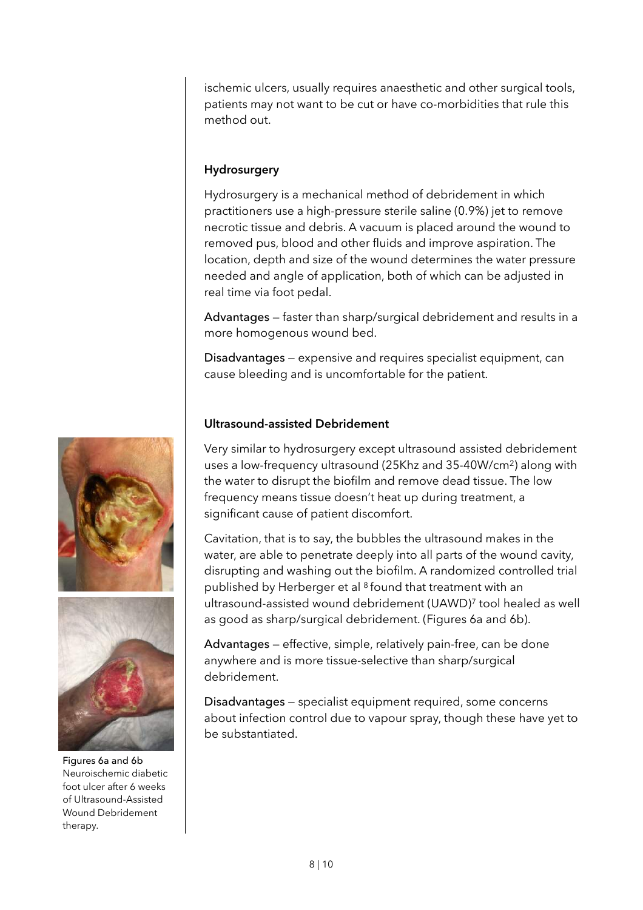ischemic ulcers, usually requires anaesthetic and other surgical tools, patients may not want to be cut or have co-morbidities that rule this method out.

### Hydrosurgery

Hydrosurgery is a mechanical method of debridement in which practitioners use a high-pressure sterile saline (0.9%) jet to remove necrotic tissue and debris. A vacuum is placed around the wound to removed pus, blood and other fluids and improve aspiration. The location, depth and size of the wound determines the water pressure needed and angle of application, both of which can be adjusted in real time via foot pedal.

Advantages — faster than sharp/surgical debridement and results in a more homogenous wound bed.

Disadvantages — expensive and requires specialist equipment, can cause bleeding and is uncomfortable for the patient.

### Ultrasound-assisted Debridement

Very similar to hydrosurgery except ultrasound assisted debridement uses a low-frequency ultrasound (25Khz and 35-40W/cm$^2$) along with the water to disrupt the biofilm and remove dead tissue. The low frequency means tissue doesn't heat up during treatment, a significant cause of patient discomfort.

Cavitation, that is to say, the bubbles the ultrasound makes in the water, are able to penetrate deeply into all parts of the wound cavity, disrupting and washing out the biofilm. A randomized controlled trial published by Herberger et al [8] found that treatment with an ultrasound-assisted wound debridement (UAWD)[7] tool healed as well as good as sharp/surgical debridement. (Figures 6a and 6b).

Advantages — effective, simple, relatively pain-free, can be done anywhere and is more tissue-selective than sharp/surgical debridement.

Disadvantages — specialist equipment required, some concerns about infection control due to vapour spray, though these have yet to be substantiated.

Figures 6a and 6b
Neuroischemic diabetic foot ulcer after 6 weeks of Ultrasound-Assisted Wound Debridement therapy.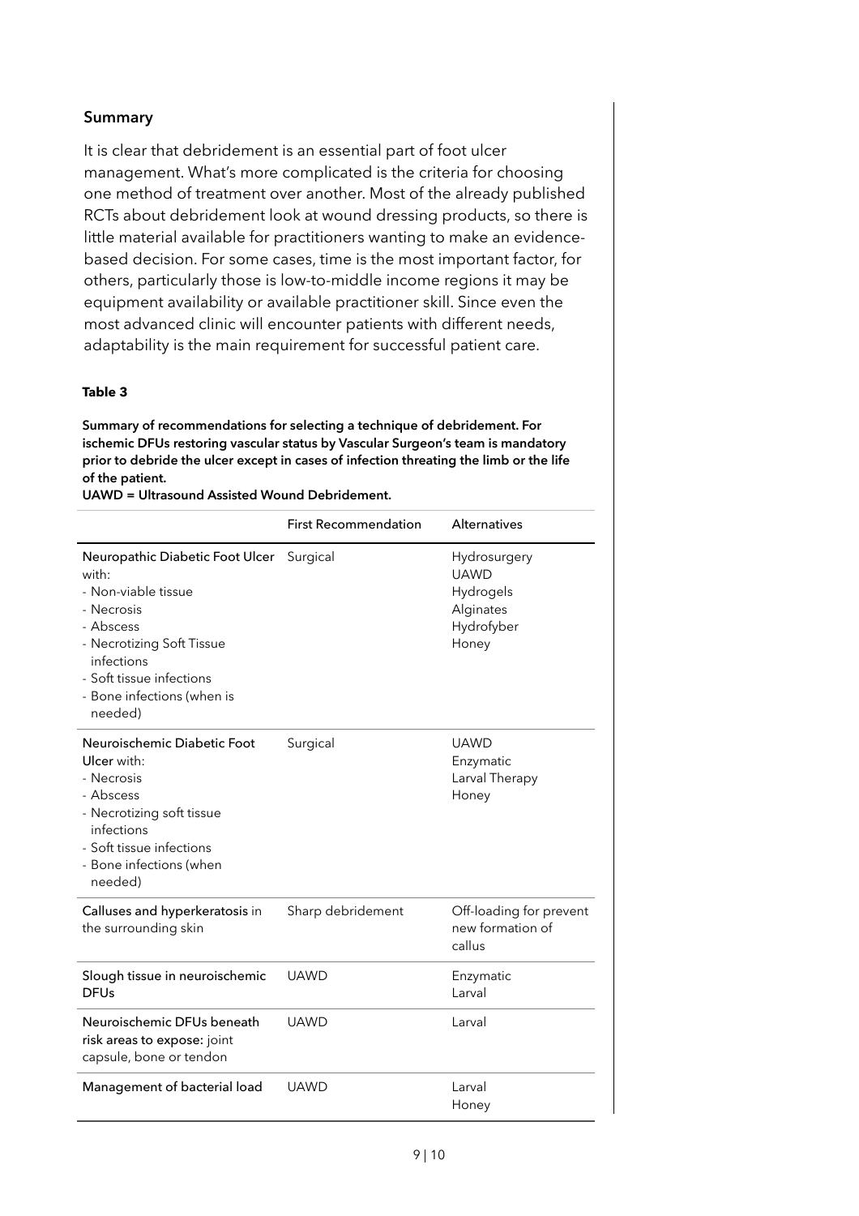## Summary

It is clear that debridement is an essential part of foot ulcer management. What's more complicated is the criteria for choosing one method of treatment over another. Most of the already published RCTs about debridement look at wound dressing products, so there is little material available for practitioners wanting to make an evidence-based decision. For some cases, time is the most important factor, for others, particularly those is low-to-middle income regions it may be equipment availability or available practitioner skill. Since even the most advanced clinic will encounter patients with different needs, adaptability is the main requirement for successful patient care.

**Table 3**

**Summary of recommendations for selecting a technique of debridement. For ischemic DFUs restoring vascular status by Vascular Surgeon's team is mandatory prior to debride the ulcer except in cases of infection threating the limb or the life of the patient.**
**UAWD = Ultrasound Assisted Wound Debridement.**

| | First Recommendation | Alternatives |
|---|---|---|
| Neuropathic Diabetic Foot Ulcer with:<br>- Non-viable tissue<br>- Necrosis<br>- Abscess<br>- Necrotizing Soft Tissue infections<br>- Soft tissue infections<br>- Bone infections (when is needed) | Surgical | Hydrosurgery<br>UAWD<br>Hydrogels<br>Alginates<br>Hydrofyber<br>Honey |
| Neuroischemic Diabetic Foot Ulcer with:<br>- Necrosis<br>- Abscess<br>- Necrotizing soft tissue infections<br>- Soft tissue infections<br>- Bone infections (when needed) | Surgical | UAWD<br>Enzymatic<br>Larval Therapy<br>Honey |
| Calluses and hyperkeratosis in the surrounding skin | Sharp debridement | Off-loading for prevent new formation of callus |
| Slough tissue in neuroischemic DFUs | UAWD | Enzymatic<br>Larval |
| Neuroischemic DFUs beneath risk areas to expose: joint capsule, bone or tendon | UAWD | Larval |
| Management of bacterial load | UAWD | Larval<br>Honey |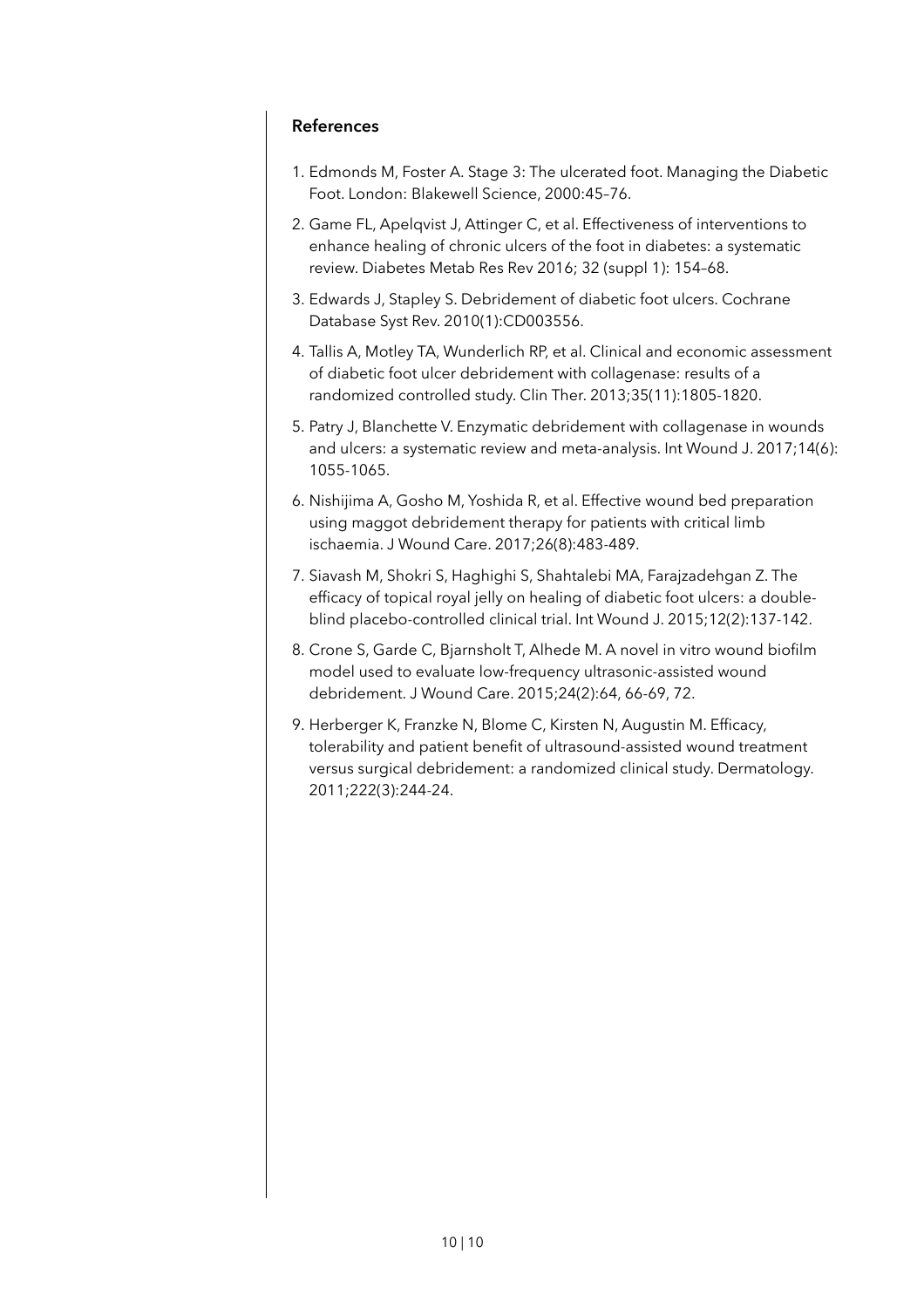## References

1. Edmonds M, Foster A. Stage 3: The ulcerated foot. Managing the Diabetic Foot. London: Blakewell Science, 2000:45–76.
2. Game FL, Apelqvist J, Attinger C, et al. Effectiveness of interventions to enhance healing of chronic ulcers of the foot in diabetes: a systematic review. Diabetes Metab Res Rev 2016; 32 (suppl 1): 154–68.
3. Edwards J, Stapley S. Debridement of diabetic foot ulcers. Cochrane Database Syst Rev. 2010(1):CD003556.
4. Tallis A, Motley TA, Wunderlich RP, et al. Clinical and economic assessment of diabetic foot ulcer debridement with collagenase: results of a randomized controlled study. Clin Ther. 2013;35(11):1805-1820.
5. Patry J, Blanchette V. Enzymatic debridement with collagenase in wounds and ulcers: a systematic review and meta-analysis. Int Wound J. 2017;14(6): 1055-1065.
6. Nishijima A, Gosho M, Yoshida R, et al. Effective wound bed preparation using maggot debridement therapy for patients with critical limb ischaemia. J Wound Care. 2017;26(8):483-489.
7. Siavash M, Shokri S, Haghighi S, Shahtalebi MA, Farajzadehgan Z. The efficacy of topical royal jelly on healing of diabetic foot ulcers: a double-blind placebo-controlled clinical trial. Int Wound J. 2015;12(2):137-142.
8. Crone S, Garde C, Bjarnsholt T, Alhede M. A novel in vitro wound biofilm model used to evaluate low-frequency ultrasonic-assisted wound debridement. J Wound Care. 2015;24(2):64, 66-69, 72.
9. Herberger K, Franzke N, Blome C, Kirsten N, Augustin M. Efficacy, tolerability and patient benefit of ultrasound-assisted wound treatment versus surgical debridement: a randomized clinical study. Dermatology. 2011;222(3):244-24.